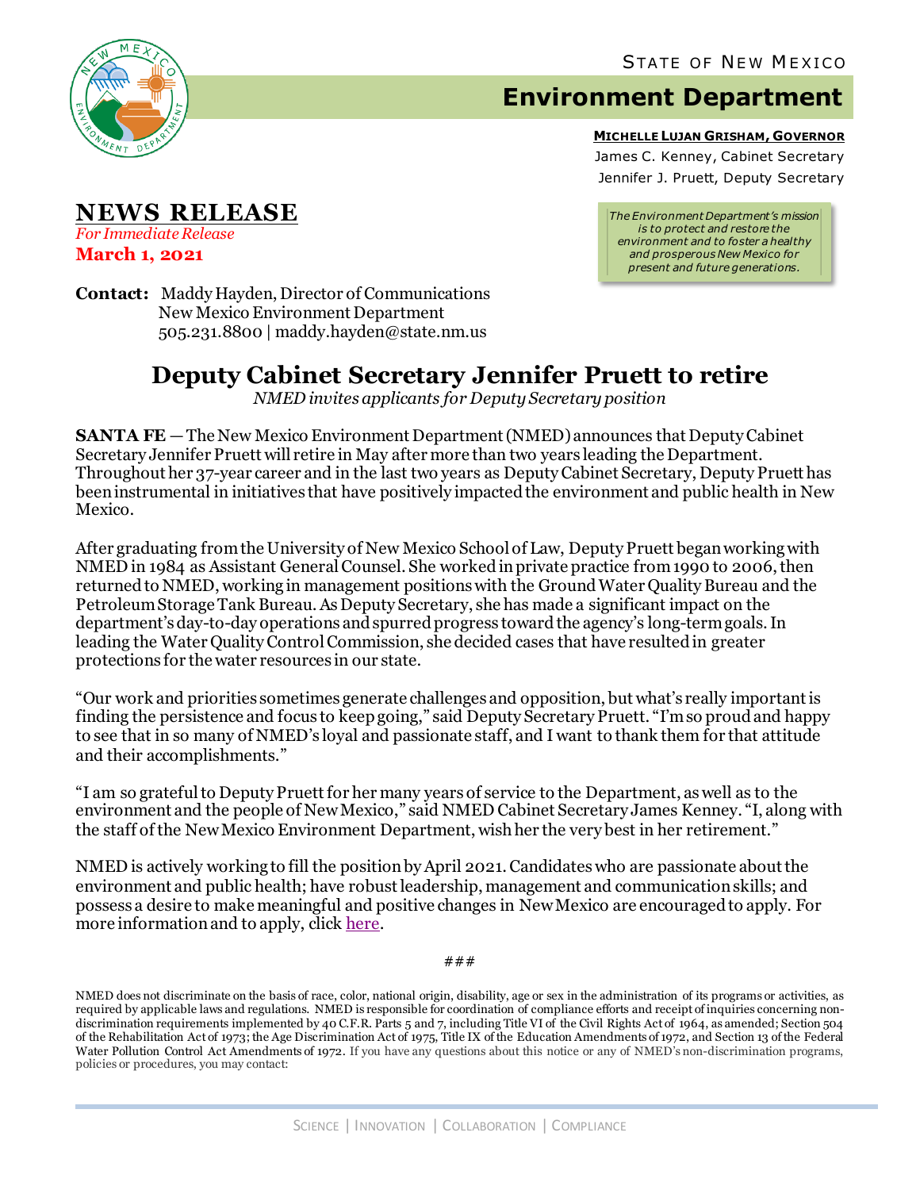STATE OF NEW MEXICO

# Environment Department

**MICHELLE LUJAN GRISHAM, GOVERNOR**

James C. Kenney, Cabinet Secretary

Jennifer J. Pruett, Deputy Secretary

*The Environment Department's mission is to protect and restore the environment and to foster a healthy and prosperous New Mexico for present and future generations.*

## NEWS RELEASE

*For Immediate Release*

**March 1, 2021**

**Contact:** Maddy Hayden, Director of Communications
New Mexico Environment Department
505.231.8800 | maddy.hayden@state.nm.us

# Deputy Cabinet Secretary Jennifer Pruett to retire

*NMED invites applicants for Deputy Secretary position*

**SANTA FE** — The New Mexico Environment Department (NMED) announces that Deputy Cabinet Secretary Jennifer Pruett will retire in May after more than two years leading the Department. Throughout her 37-year career and in the last two years as Deputy Cabinet Secretary, Deputy Pruett has been instrumental in initiatives that have positively impacted the environment and public health in New Mexico.

After graduating from the University of New Mexico School of Law, Deputy Pruett began working with NMED in 1984 as Assistant General Counsel. She worked in private practice from 1990 to 2006, then returned to NMED, working in management positions with the Ground Water Quality Bureau and the Petroleum Storage Tank Bureau. As Deputy Secretary, she has made a significant impact on the department's day-to-day operations and spurred progress toward the agency's long-term goals. In leading the Water Quality Control Commission, she decided cases that have resulted in greater protections for the water resources in our state.

"Our work and priorities sometimes generate challenges and opposition, but what's really important is finding the persistence and focus to keep going," said Deputy Secretary Pruett. "I'm so proud and happy to see that in so many of NMED's loyal and passionate staff, and I want to thank them for that attitude and their accomplishments."

"I am so grateful to Deputy Pruett for her many years of service to the Department, as well as to the environment and the people of New Mexico," said NMED Cabinet Secretary James Kenney. "I, along with the staff of the New Mexico Environment Department, wish her the very best in her retirement."

NMED is actively working to fill the position by April 2021. Candidates who are passionate about the environment and public health; have robust leadership, management and communication skills; and possess a desire to make meaningful and positive changes in New Mexico are encouraged to apply. For more information and to apply, click here.

###

NMED does not discriminate on the basis of race, color, national origin, disability, age or sex in the administration of its programs or activities, as required by applicable laws and regulations. NMED is responsible for coordination of compliance efforts and receipt of inquiries concerning non-discrimination requirements implemented by 40 C.F.R. Parts 5 and 7, including Title VI of the Civil Rights Act of 1964, as amended; Section 504 of the Rehabilitation Act of 1973; the Age Discrimination Act of 1975, Title IX of the Education Amendments of 1972, and Section 13 of the Federal Water Pollution Control Act Amendments of 1972. If you have any questions about this notice or any of NMED's non-discrimination programs, policies or procedures, you may contact:

SCIENCE | INNOVATION | COLLABORATION | COMPLIANCE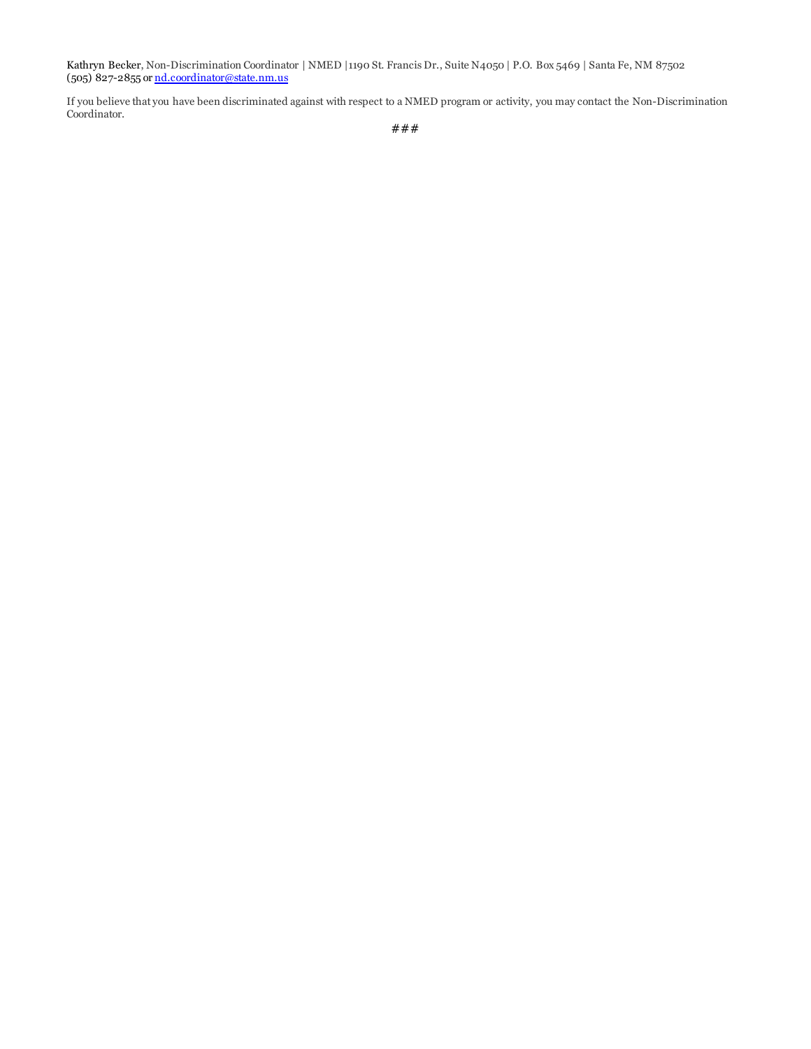Kathryn Becker, Non-Discrimination Coordinator | NMED |1190 St. Francis Dr., Suite N4050 | P.O. Box 5469 | Santa Fe, NM 87502
(505) 827-2855 or nd.coordinator@state.nm.us

If you believe that you have been discriminated against with respect to a NMED program or activity, you may contact the Non-Discrimination Coordinator.

###